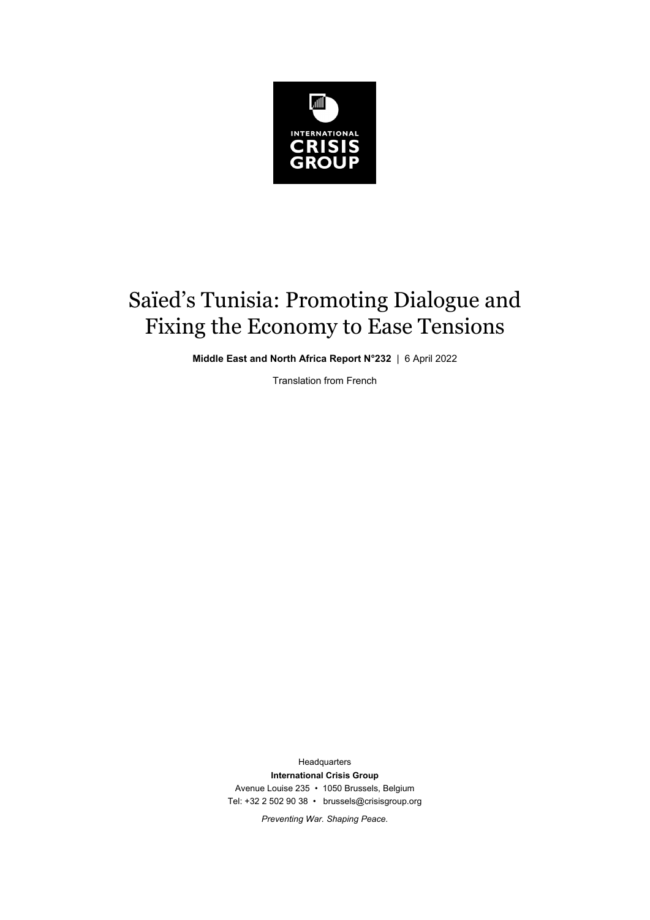INTERNATIONAL
CRISIS
GROUP

# Saïed's Tunisia: Promoting Dialogue and Fixing the Economy to Ease Tensions

**Middle East and North Africa Report N°232** | 6 April 2022

Translation from French

Headquarters

**International Crisis Group**

Avenue Louise 235 • 1050 Brussels, Belgium

Tel: +32 2 502 90 38 • brussels@crisisgroup.org

*Preventing War. Shaping Peace.*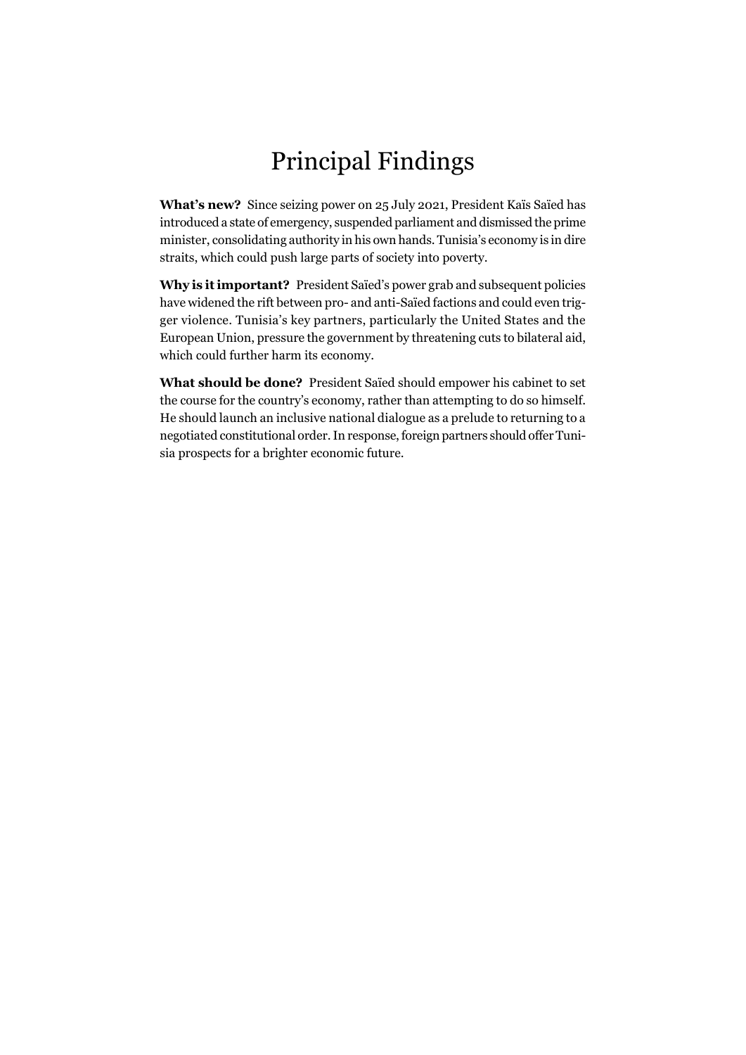# Principal Findings

**What's new?** Since seizing power on 25 July 2021, President Kaïs Saïed has introduced a state of emergency, suspended parliament and dismissed the prime minister, consolidating authority in his own hands. Tunisia's economy is in dire straits, which could push large parts of society into poverty.

**Why is it important?** President Saïed's power grab and subsequent policies have widened the rift between pro- and anti-Saïed factions and could even trigger violence. Tunisia's key partners, particularly the United States and the European Union, pressure the government by threatening cuts to bilateral aid, which could further harm its economy.

**What should be done?** President Saïed should empower his cabinet to set the course for the country's economy, rather than attempting to do so himself. He should launch an inclusive national dialogue as a prelude to returning to a negotiated constitutional order. In response, foreign partners should offer Tunisia prospects for a brighter economic future.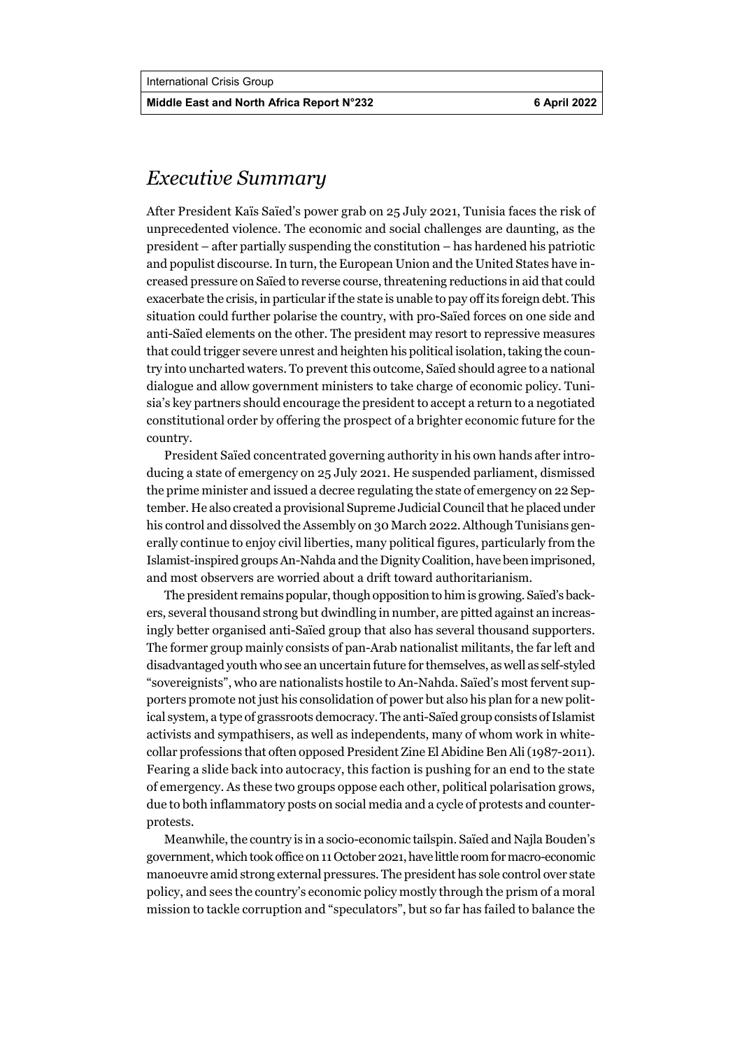# *Executive Summary*

After President Kaïs Saïed's power grab on 25 July 2021, Tunisia faces the risk of unprecedented violence. The economic and social challenges are daunting, as the president – after partially suspending the constitution – has hardened his patriotic and populist discourse. In turn, the European Union and the United States have increased pressure on Saïed to reverse course, threatening reductions in aid that could exacerbate the crisis, in particular if the state is unable to pay off its foreign debt. This situation could further polarise the country, with pro-Saïed forces on one side and anti-Saïed elements on the other. The president may resort to repressive measures that could trigger severe unrest and heighten his political isolation, taking the country into uncharted waters. To prevent this outcome, Saïed should agree to a national dialogue and allow government ministers to take charge of economic policy. Tunisia's key partners should encourage the president to accept a return to a negotiated constitutional order by offering the prospect of a brighter economic future for the country.

President Saïed concentrated governing authority in his own hands after introducing a state of emergency on 25 July 2021. He suspended parliament, dismissed the prime minister and issued a decree regulating the state of emergency on 22 September. He also created a provisional Supreme Judicial Council that he placed under his control and dissolved the Assembly on 30 March 2022. Although Tunisians generally continue to enjoy civil liberties, many political figures, particularly from the Islamist-inspired groups An-Nahda and the Dignity Coalition, have been imprisoned, and most observers are worried about a drift toward authoritarianism.

The president remains popular, though opposition to him is growing. Saïed's backers, several thousand strong but dwindling in number, are pitted against an increasingly better organised anti-Saïed group that also has several thousand supporters. The former group mainly consists of pan-Arab nationalist militants, the far left and disadvantaged youth who see an uncertain future for themselves, as well as self-styled "sovereignists", who are nationalists hostile to An-Nahda. Saïed's most fervent supporters promote not just his consolidation of power but also his plan for a new political system, a type of grassroots democracy. The anti-Saïed group consists of Islamist activists and sympathisers, as well as independents, many of whom work in white-collar professions that often opposed President Zine El Abidine Ben Ali (1987-2011). Fearing a slide back into autocracy, this faction is pushing for an end to the state of emergency. As these two groups oppose each other, political polarisation grows, due to both inflammatory posts on social media and a cycle of protests and counter-protests.

Meanwhile, the country is in a socio-economic tailspin. Saïed and Najla Bouden's government, which took office on 11 October 2021, have little room for macro-economic manoeuvre amid strong external pressures. The president has sole control over state policy, and sees the country's economic policy mostly through the prism of a moral mission to tackle corruption and "speculators", but so far has failed to balance the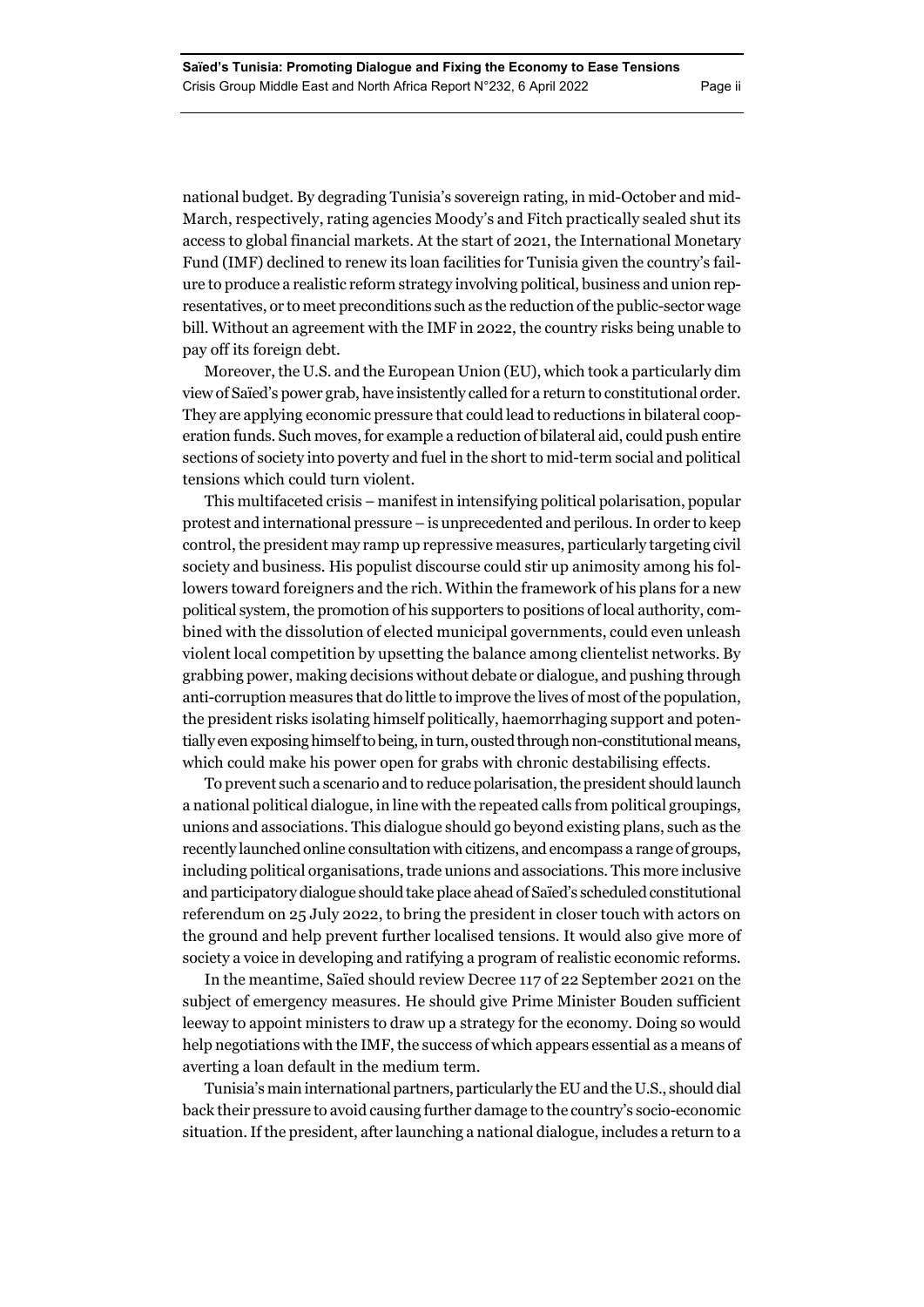national budget. By degrading Tunisia's sovereign rating, in mid-October and mid-March, respectively, rating agencies Moody's and Fitch practically sealed shut its access to global financial markets. At the start of 2021, the International Monetary Fund (IMF) declined to renew its loan facilities for Tunisia given the country's failure to produce a realistic reform strategy involving political, business and union representatives, or to meet preconditions such as the reduction of the public-sector wage bill. Without an agreement with the IMF in 2022, the country risks being unable to pay off its foreign debt.

Moreover, the U.S. and the European Union (EU), which took a particularly dim view of Saïed's power grab, have insistently called for a return to constitutional order. They are applying economic pressure that could lead to reductions in bilateral cooperation funds. Such moves, for example a reduction of bilateral aid, could push entire sections of society into poverty and fuel in the short to mid-term social and political tensions which could turn violent.

This multifaceted crisis – manifest in intensifying political polarisation, popular protest and international pressure – is unprecedented and perilous. In order to keep control, the president may ramp up repressive measures, particularly targeting civil society and business. His populist discourse could stir up animosity among his followers toward foreigners and the rich. Within the framework of his plans for a new political system, the promotion of his supporters to positions of local authority, combined with the dissolution of elected municipal governments, could even unleash violent local competition by upsetting the balance among clientelist networks. By grabbing power, making decisions without debate or dialogue, and pushing through anti-corruption measures that do little to improve the lives of most of the population, the president risks isolating himself politically, haemorrhaging support and potentially even exposing himself to being, in turn, ousted through non-constitutional means, which could make his power open for grabs with chronic destabilising effects.

To prevent such a scenario and to reduce polarisation, the president should launch a national political dialogue, in line with the repeated calls from political groupings, unions and associations. This dialogue should go beyond existing plans, such as the recently launched online consultation with citizens, and encompass a range of groups, including political organisations, trade unions and associations. This more inclusive and participatory dialogue should take place ahead of Saïed's scheduled constitutional referendum on 25 July 2022, to bring the president in closer touch with actors on the ground and help prevent further localised tensions. It would also give more of society a voice in developing and ratifying a program of realistic economic reforms.

In the meantime, Saïed should review Decree 117 of 22 September 2021 on the subject of emergency measures. He should give Prime Minister Bouden sufficient leeway to appoint ministers to draw up a strategy for the economy. Doing so would help negotiations with the IMF, the success of which appears essential as a means of averting a loan default in the medium term.

Tunisia's main international partners, particularly the EU and the U.S., should dial back their pressure to avoid causing further damage to the country's socio-economic situation. If the president, after launching a national dialogue, includes a return to a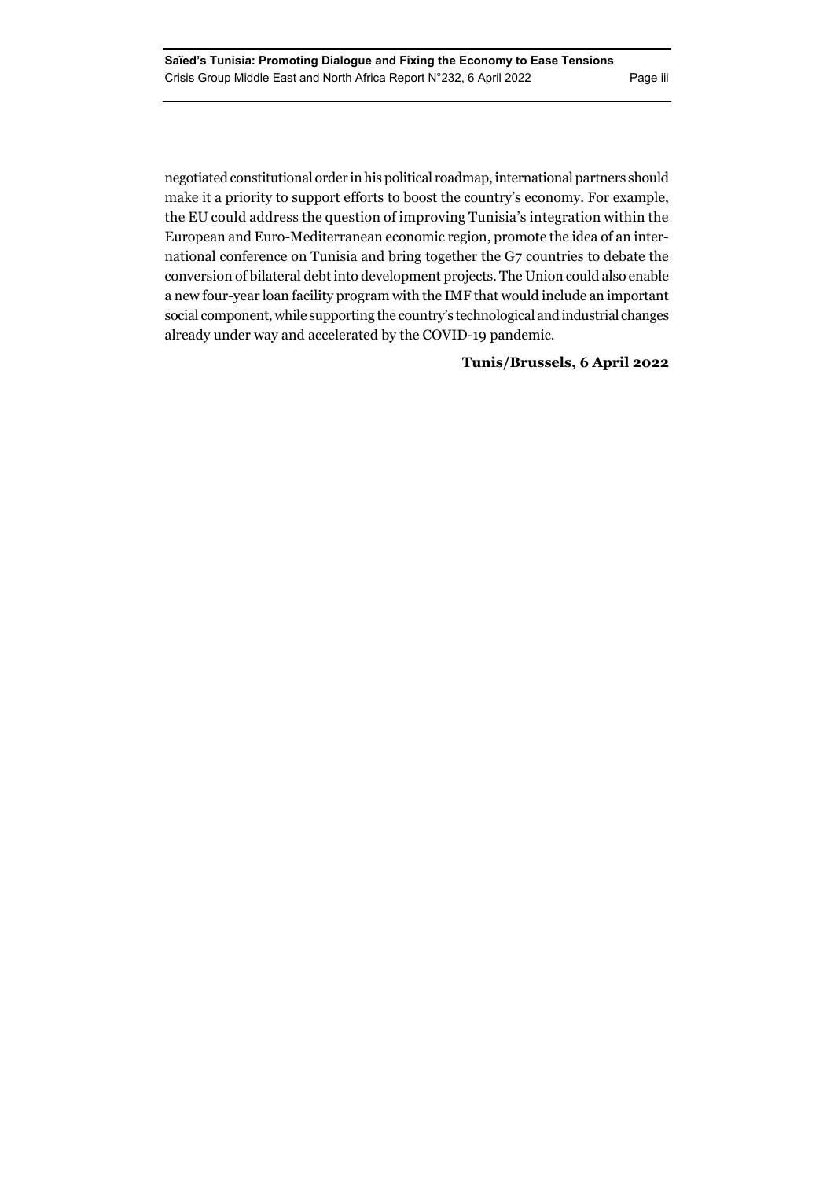negotiated constitutional order in his political roadmap, international partners should make it a priority to support efforts to boost the country's economy. For example, the EU could address the question of improving Tunisia's integration within the European and Euro-Mediterranean economic region, promote the idea of an international conference on Tunisia and bring together the G7 countries to debate the conversion of bilateral debt into development projects. The Union could also enable a new four-year loan facility program with the IMF that would include an important social component, while supporting the country's technological and industrial changes already under way and accelerated by the COVID-19 pandemic.

**Tunis/Brussels, 6 April 2022**